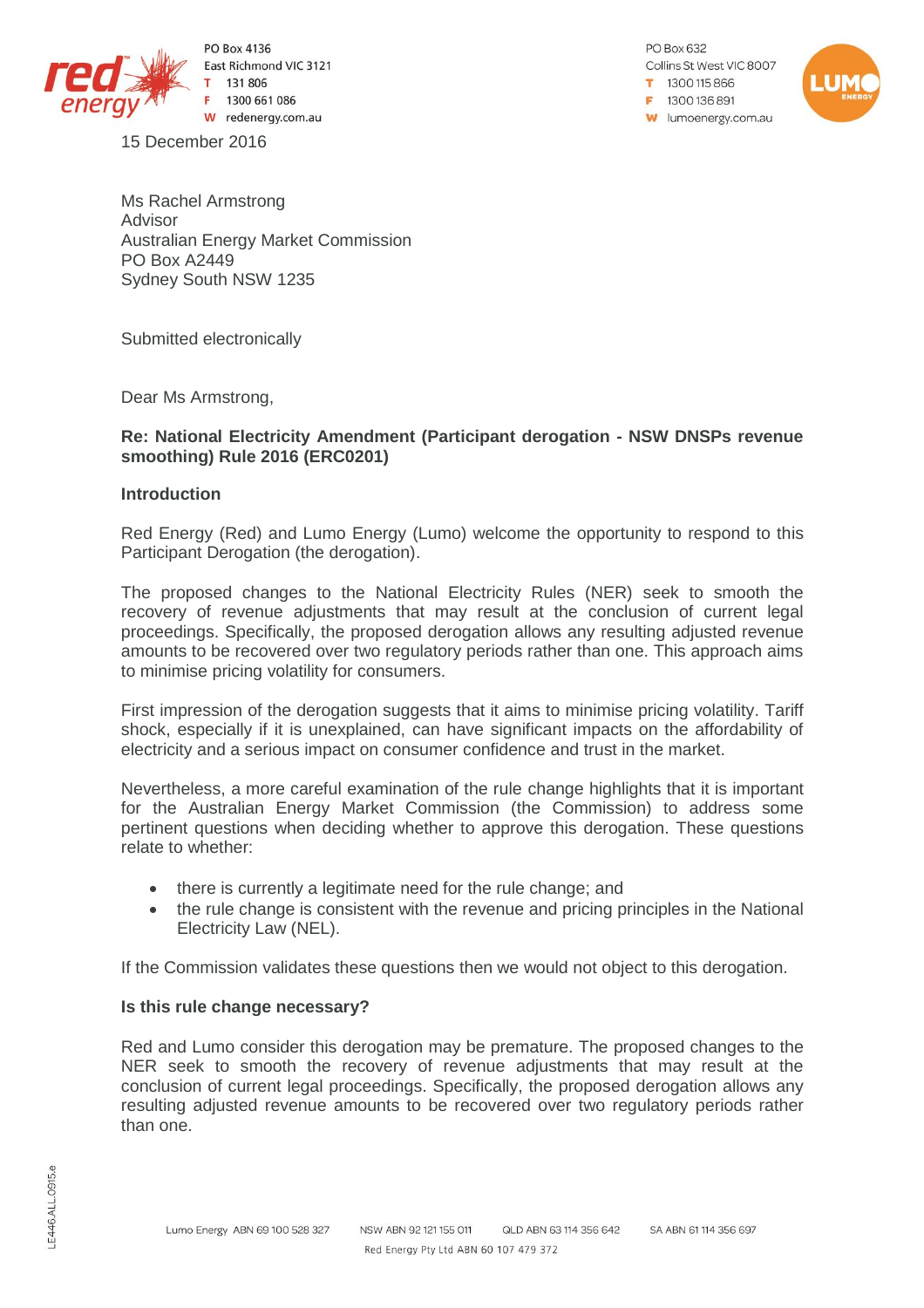PO Box 4136
East Richmond VIC 3121
T 131 806
F 1300 661 086
W redenergy.com.au

PO Box 632
Collins St West VIC 8007
T 1300 115 866
F 1300 136 891
W lumoenergy.com.au

15 December 2016

Ms Rachel Armstrong
Advisor
Australian Energy Market Commission
PO Box A2449
Sydney South NSW 1235

Submitted electronically

Dear Ms Armstrong,

**Re: National Electricity Amendment (Participant derogation - NSW DNSPs revenue smoothing) Rule 2016 (ERC0201)**

**Introduction**

Red Energy (Red) and Lumo Energy (Lumo) welcome the opportunity to respond to this Participant Derogation (the derogation).

The proposed changes to the National Electricity Rules (NER) seek to smooth the recovery of revenue adjustments that may result at the conclusion of current legal proceedings. Specifically, the proposed derogation allows any resulting adjusted revenue amounts to be recovered over two regulatory periods rather than one. This approach aims to minimise pricing volatility for consumers.

First impression of the derogation suggests that it aims to minimise pricing volatility. Tariff shock, especially if it is unexplained, can have significant impacts on the affordability of electricity and a serious impact on consumer confidence and trust in the market.

Nevertheless, a more careful examination of the rule change highlights that it is important for the Australian Energy Market Commission (the Commission) to address some pertinent questions when deciding whether to approve this derogation. These questions relate to whether:

- there is currently a legitimate need for the rule change; and
- the rule change is consistent with the revenue and pricing principles in the National Electricity Law (NEL).

If the Commission validates these questions then we would not object to this derogation.

**Is this rule change necessary?**

Red and Lumo consider this derogation may be premature. The proposed changes to the NER seek to smooth the recovery of revenue adjustments that may result at the conclusion of current legal proceedings. Specifically, the proposed derogation allows any resulting adjusted revenue amounts to be recovered over two regulatory periods rather than one.

Lumo Energy ABN 69 100 528 327 NSW ABN 92 121 155 011 QLD ABN 63 114 356 642 SA ABN 61 114 356 697
Red Energy Pty Ltd ABN 60 107 479 372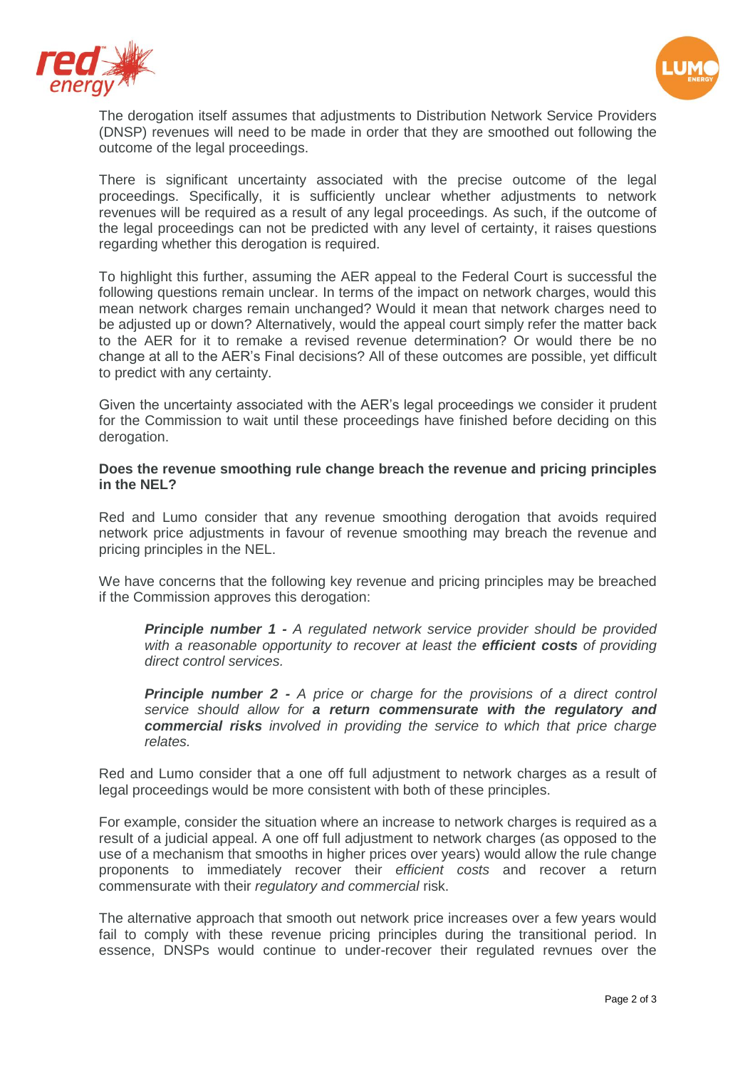The derogation itself assumes that adjustments to Distribution Network Service Providers (DNSP) revenues will need to be made in order that they are smoothed out following the outcome of the legal proceedings.

There is significant uncertainty associated with the precise outcome of the legal proceedings. Specifically, it is sufficiently unclear whether adjustments to network revenues will be required as a result of any legal proceedings. As such, if the outcome of the legal proceedings can not be predicted with any level of certainty, it raises questions regarding whether this derogation is required.

To highlight this further, assuming the AER appeal to the Federal Court is successful the following questions remain unclear. In terms of the impact on network charges, would this mean network charges remain unchanged? Would it mean that network charges need to be adjusted up or down? Alternatively, would the appeal court simply refer the matter back to the AER for it to remake a revised revenue determination? Or would there be no change at all to the AER's Final decisions? All of these outcomes are possible, yet difficult to predict with any certainty.

Given the uncertainty associated with the AER's legal proceedings we consider it prudent for the Commission to wait until these proceedings have finished before deciding on this derogation.

**Does the revenue smoothing rule change breach the revenue and pricing principles in the NEL?**

Red and Lumo consider that any revenue smoothing derogation that avoids required network price adjustments in favour of revenue smoothing may breach the revenue and pricing principles in the NEL.

We have concerns that the following key revenue and pricing principles may be breached if the Commission approves this derogation:

> ***Principle number 1 -*** *A regulated network service provider should be provided with a reasonable opportunity to recover at least the* ***efficient costs*** *of providing direct control services.*
>
> ***Principle number 2 -*** *A price or charge for the provisions of a direct control service should allow for* ***a return commensurate with the regulatory and commercial risks*** *involved in providing the service to which that price charge relates.*

Red and Lumo consider that a one off full adjustment to network charges as a result of legal proceedings would be more consistent with both of these principles.

For example, consider the situation where an increase to network charges is required as a result of a judicial appeal. A one off full adjustment to network charges (as opposed to the use of a mechanism that smooths in higher prices over years) would allow the rule change proponents to immediately recover their *efficient costs* and recover a return commensurate with their *regulatory and commercial* risk.

The alternative approach that smooth out network price increases over a few years would fail to comply with these revenue pricing principles during the transitional period. In essence, DNSPs would continue to under-recover their regulated revnues over the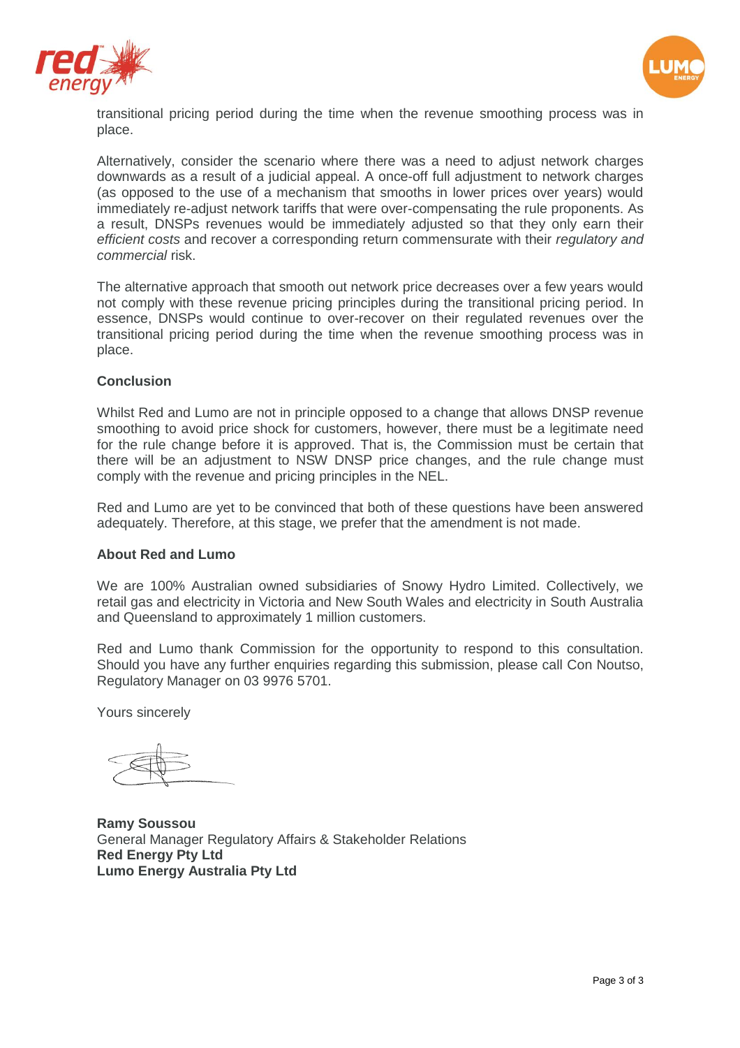transitional pricing period during the time when the revenue smoothing process was in place.

Alternatively, consider the scenario where there was a need to adjust network charges downwards as a result of a judicial appeal. A once-off full adjustment to network charges (as opposed to the use of a mechanism that smooths in lower prices over years) would immediately re-adjust network tariffs that were over-compensating the rule proponents. As a result, DNSPs revenues would be immediately adjusted so that they only earn their *efficient costs* and recover a corresponding return commensurate with their *regulatory and commercial* risk.

The alternative approach that smooth out network price decreases over a few years would not comply with these revenue pricing principles during the transitional pricing period. In essence, DNSPs would continue to over-recover on their regulated revenues over the transitional pricing period during the time when the revenue smoothing process was in place.

**Conclusion**

Whilst Red and Lumo are not in principle opposed to a change that allows DNSP revenue smoothing to avoid price shock for customers, however, there must be a legitimate need for the rule change before it is approved. That is, the Commission must be certain that there will be an adjustment to NSW DNSP price changes, and the rule change must comply with the revenue and pricing principles in the NEL.

Red and Lumo are yet to be convinced that both of these questions have been answered adequately. Therefore, at this stage, we prefer that the amendment is not made.

**About Red and Lumo**

We are 100% Australian owned subsidiaries of Snowy Hydro Limited. Collectively, we retail gas and electricity in Victoria and New South Wales and electricity in South Australia and Queensland to approximately 1 million customers.

Red and Lumo thank Commission for the opportunity to respond to this consultation. Should you have any further enquiries regarding this submission, please call Con Noutso, Regulatory Manager on 03 9976 5701.

Yours sincerely

**Ramy Soussou**
General Manager Regulatory Affairs & Stakeholder Relations
**Red Energy Pty Ltd**
**Lumo Energy Australia Pty Ltd**